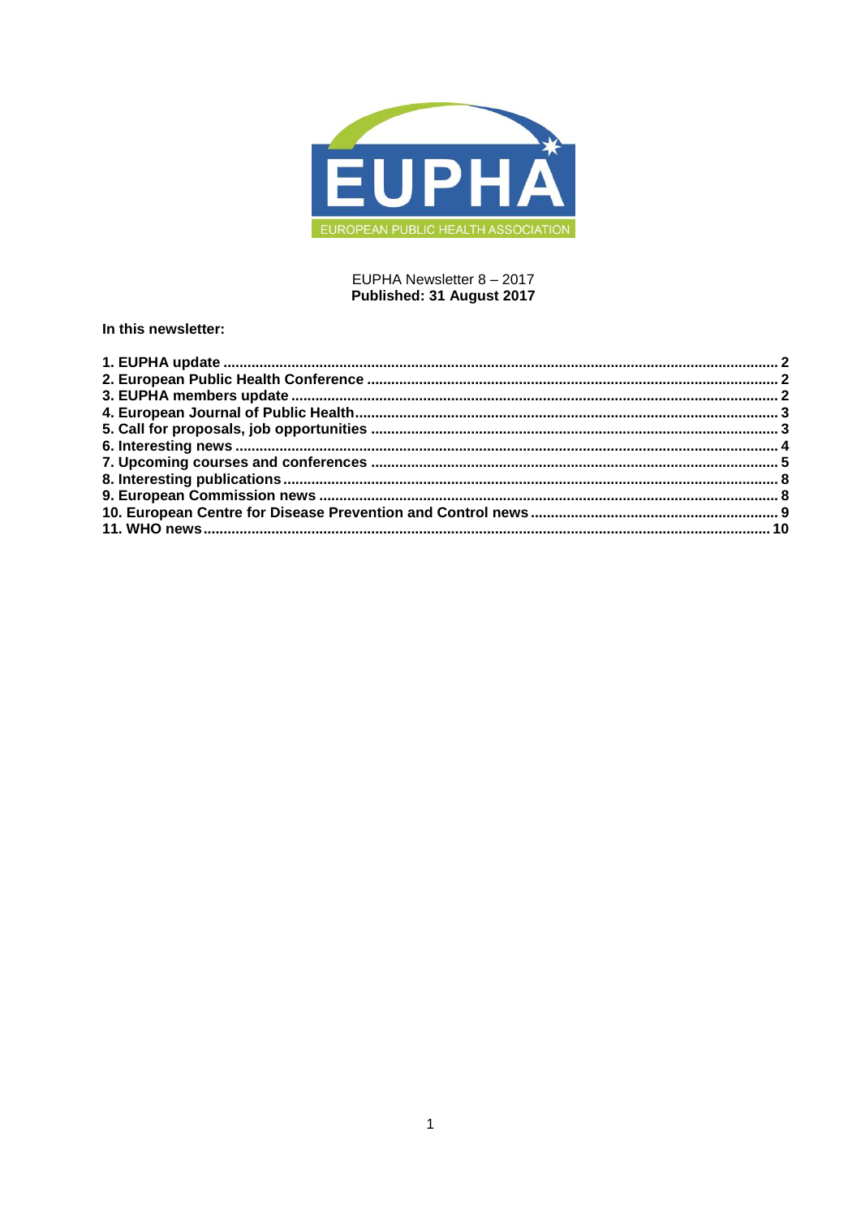EUROPEAN PUBLIC HEALTH ASSOCIATION

EUPHA Newsletter 8 – 2017
**Published: 31 August 2017**

**In this newsletter:**

**1. EUPHA update ........ 2**
**2. European Public Health Conference ........ 2**
**3. EUPHA members update ........ 2**
**4. European Journal of Public Health ........ 3**
**5. Call for proposals, job opportunities ........ 3**
**6. Interesting news ........ 4**
**7. Upcoming courses and conferences ........ 5**
**8. Interesting publications ........ 8**
**9. European Commission news ........ 8**
**10. European Centre for Disease Prevention and Control news ........ 9**
**11. WHO news ........ 10**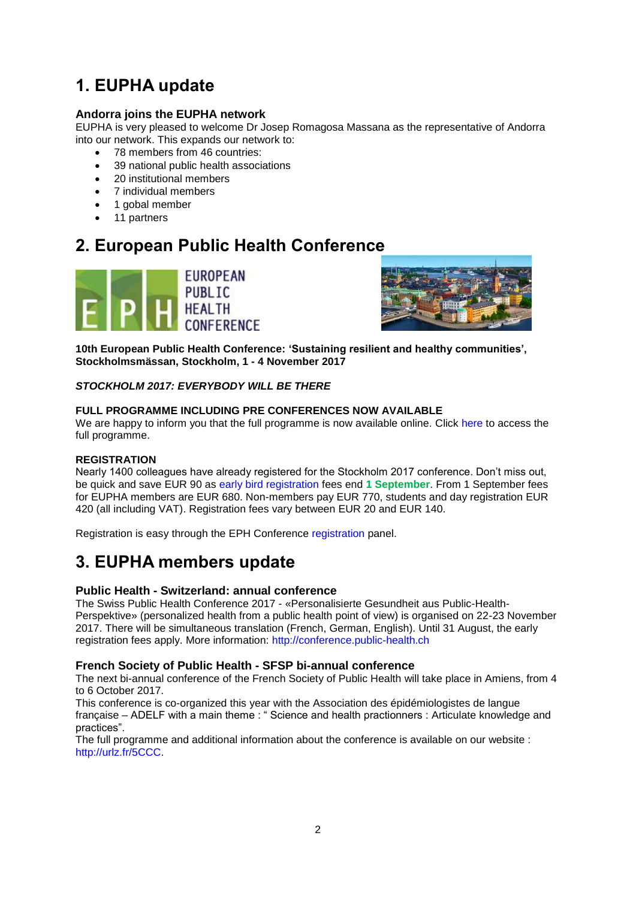# 1. EUPHA update

### Andorra joins the EUPHA network

EUPHA is very pleased to welcome Dr Josep Romagosa Massana as the representative of Andorra into our network. This expands our network to:

- 78 members from 46 countries:
- 39 national public health associations
- 20 institutional members
- 7 individual members
- 1 gobal member
- 11 partners

# 2. European Public Health Conference

**10th European Public Health Conference: 'Sustaining resilient and healthy communities', Stockholmsmässan, Stockholm, 1 - 4 November 2017**

***STOCKHOLM 2017: EVERYBODY WILL BE THERE***

**FULL PROGRAMME INCLUDING PRE CONFERENCES NOW AVAILABLE**

We are happy to inform you that the full programme is now available online. Click here to access the full programme.

**REGISTRATION**

Nearly 1400 colleagues have already registered for the Stockholm 2017 conference. Don't miss out, be quick and save EUR 90 as early bird registration fees end **1 September**. From 1 September fees for EUPHA members are EUR 680. Non-members pay EUR 770, students and day registration EUR 420 (all including VAT). Registration fees vary between EUR 20 and EUR 140.

Registration is easy through the EPH Conference registration panel.

# 3. EUPHA members update

### Public Health - Switzerland: annual conference

The Swiss Public Health Conference 2017 - «Personalisierte Gesundheit aus Public-Health-Perspektive» (personalized health from a public health point of view) is organised on 22-23 November 2017. There will be simultaneous translation (French, German, English). Until 31 August, the early registration fees apply. More information: http://conference.public-health.ch

### French Society of Public Health - SFSP bi-annual conference

The next bi-annual conference of the French Society of Public Health will take place in Amiens, from 4 to 6 October 2017.

This conference is co-organized this year with the Association des épidémiologistes de langue française – ADELF with a main theme : " Science and health practionners : Articulate knowledge and practices".

The full programme and additional information about the conference is available on our website : http://urlz.fr/5CCC.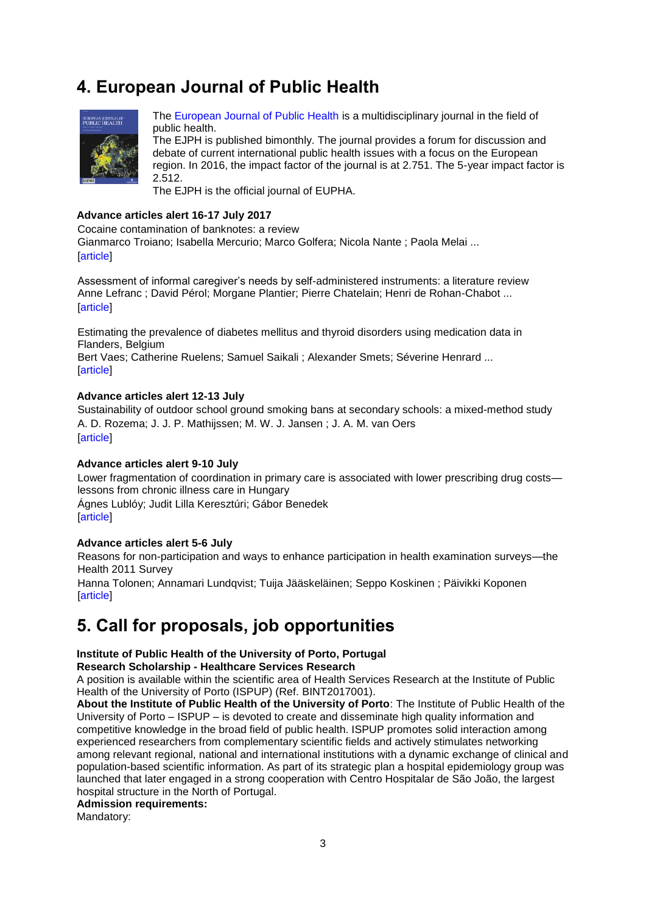## 4. European Journal of Public Health

The European Journal of Public Health is a multidisciplinary journal in the field of public health.
The EJPH is published bimonthly. The journal provides a forum for discussion and debate of current international public health issues with a focus on the European region. In 2016, the impact factor of the journal is at 2.751. The 5-year impact factor is 2.512.
The EJPH is the official journal of EUPHA.

**Advance articles alert 16-17 July 2017**

Cocaine contamination of banknotes: a review
Gianmarco Troiano; Isabella Mercurio; Marco Golfera; Nicola Nante ; Paola Melai ...
[article]

Assessment of informal caregiver's needs by self-administered instruments: a literature review
Anne Lefranc ; David Pérol; Morgane Plantier; Pierre Chatelain; Henri de Rohan-Chabot ...
[article]

Estimating the prevalence of diabetes mellitus and thyroid disorders using medication data in Flanders, Belgium
Bert Vaes; Catherine Ruelens; Samuel Saikali ; Alexander Smets; Séverine Henrard ...
[article]

**Advance articles alert 12-13 July**

Sustainability of outdoor school ground smoking bans at secondary schools: a mixed-method study
A. D. Rozema; J. J. P. Mathijssen; M. W. J. Jansen ; J. A. M. van Oers
[article]

**Advance articles alert 9-10 July**

Lower fragmentation of coordination in primary care is associated with lower prescribing drug costs—lessons from chronic illness care in Hungary
Ágnes Lublóy; Judit Lilla Keresztúri; Gábor Benedek
[article]

**Advance articles alert 5-6 July**

Reasons for non-participation and ways to enhance participation in health examination surveys—the Health 2011 Survey
Hanna Tolonen; Annamari Lundqvist; Tuija Jääskeläinen; Seppo Koskinen ; Päivikki Koponen
[article]

## 5. Call for proposals, job opportunities

**Institute of Public Health of the University of Porto, Portugal**
**Research Scholarship - Healthcare Services Research**

A position is available within the scientific area of Health Services Research at the Institute of Public Health of the University of Porto (ISPUP) (Ref. BINT2017001).

**About the Institute of Public Health of the University of Porto**: The Institute of Public Health of the University of Porto – ISPUP – is devoted to create and disseminate high quality information and competitive knowledge in the broad field of public health. ISPUP promotes solid interaction among experienced researchers from complementary scientific fields and actively stimulates networking among relevant regional, national and international institutions with a dynamic exchange of clinical and population-based scientific information. As part of its strategic plan a hospital epidemiology group was launched that later engaged in a strong cooperation with Centro Hospitalar de São João, the largest hospital structure in the North of Portugal.

**Admission requirements:**

Mandatory: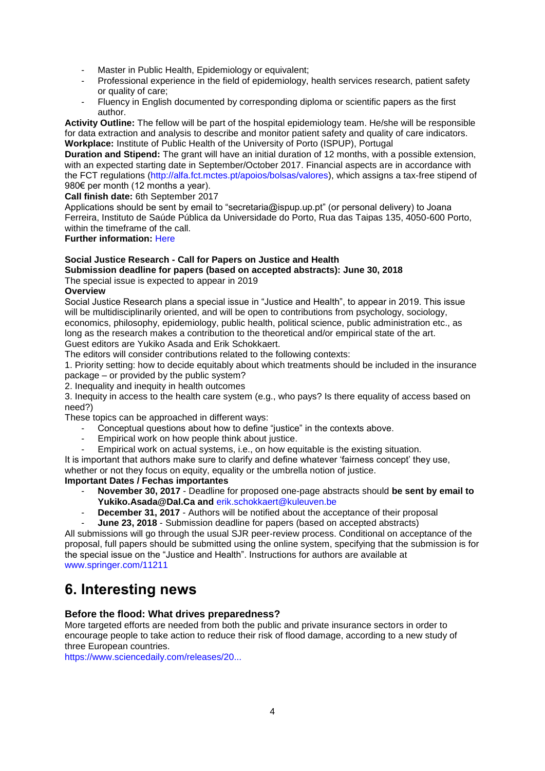- Master in Public Health, Epidemiology or equivalent;
- Professional experience in the field of epidemiology, health services research, patient safety or quality of care;
- Fluency in English documented by corresponding diploma or scientific papers as the first author.

**Activity Outline:** The fellow will be part of the hospital epidemiology team. He/she will be responsible for data extraction and analysis to describe and monitor patient safety and quality of care indicators.
**Workplace:** Institute of Public Health of the University of Porto (ISPUP), Portugal
**Duration and Stipend:** The grant will have an initial duration of 12 months, with a possible extension, with an expected starting date in September/October 2017. Financial aspects are in accordance with the FCT regulations (http://alfa.fct.mctes.pt/apoios/bolsas/valores), which assigns a tax-free stipend of 980€ per month (12 months a year).
**Call finish date:** 6th September 2017
Applications should be sent by email to "secretaria@ispup.up.pt" (or personal delivery) to Joana Ferreira, Instituto de Saúde Pública da Universidade do Porto, Rua das Taipas 135, 4050-600 Porto, within the timeframe of the call.
**Further information:** Here

**Social Justice Research - Call for Papers on Justice and Health**
**Submission deadline for papers (based on accepted abstracts): June 30, 2018**
The special issue is expected to appear in 2019
**Overview**
Social Justice Research plans a special issue in "Justice and Health", to appear in 2019. This issue will be multidisciplinarily oriented, and will be open to contributions from psychology, sociology, economics, philosophy, epidemiology, public health, political science, public administration etc., as long as the research makes a contribution to the theoretical and/or empirical state of the art.
Guest editors are Yukiko Asada and Erik Schokkaert.
The editors will consider contributions related to the following contexts:
1. Priority setting: how to decide equitably about which treatments should be included in the insurance package – or provided by the public system?
2. Inequality and inequity in health outcomes
3. Inequity in access to the health care system (e.g., who pays? Is there equality of access based on need?)
These topics can be approached in different ways:

- Conceptual questions about how to define "justice" in the contexts above.
- Empirical work on how people think about justice.
- Empirical work on actual systems, i.e., on how equitable is the existing situation.

It is important that authors make sure to clarify and define whatever 'fairness concept' they use, whether or not they focus on equity, equality or the umbrella notion of justice.
**Important Dates / Fechas importantes**

- **November 30, 2017** - Deadline for proposed one-page abstracts should **be sent by email to Yukiko.Asada@Dal.Ca and** erik.schokkaert@kuleuven.be
- **December 31, 2017** - Authors will be notified about the acceptance of their proposal
- **June 23, 2018** - Submission deadline for papers (based on accepted abstracts)

All submissions will go through the usual SJR peer-review process. Conditional on acceptance of the proposal, full papers should be submitted using the online system, specifying that the submission is for the special issue on the "Justice and Health". Instructions for authors are available at www.springer.com/11211

# 6. Interesting news

### Before the flood: What drives preparedness?

More targeted efforts are needed from both the public and private insurance sectors in order to encourage people to take action to reduce their risk of flood damage, according to a new study of three European countries.
https://www.sciencedaily.com/releases/20...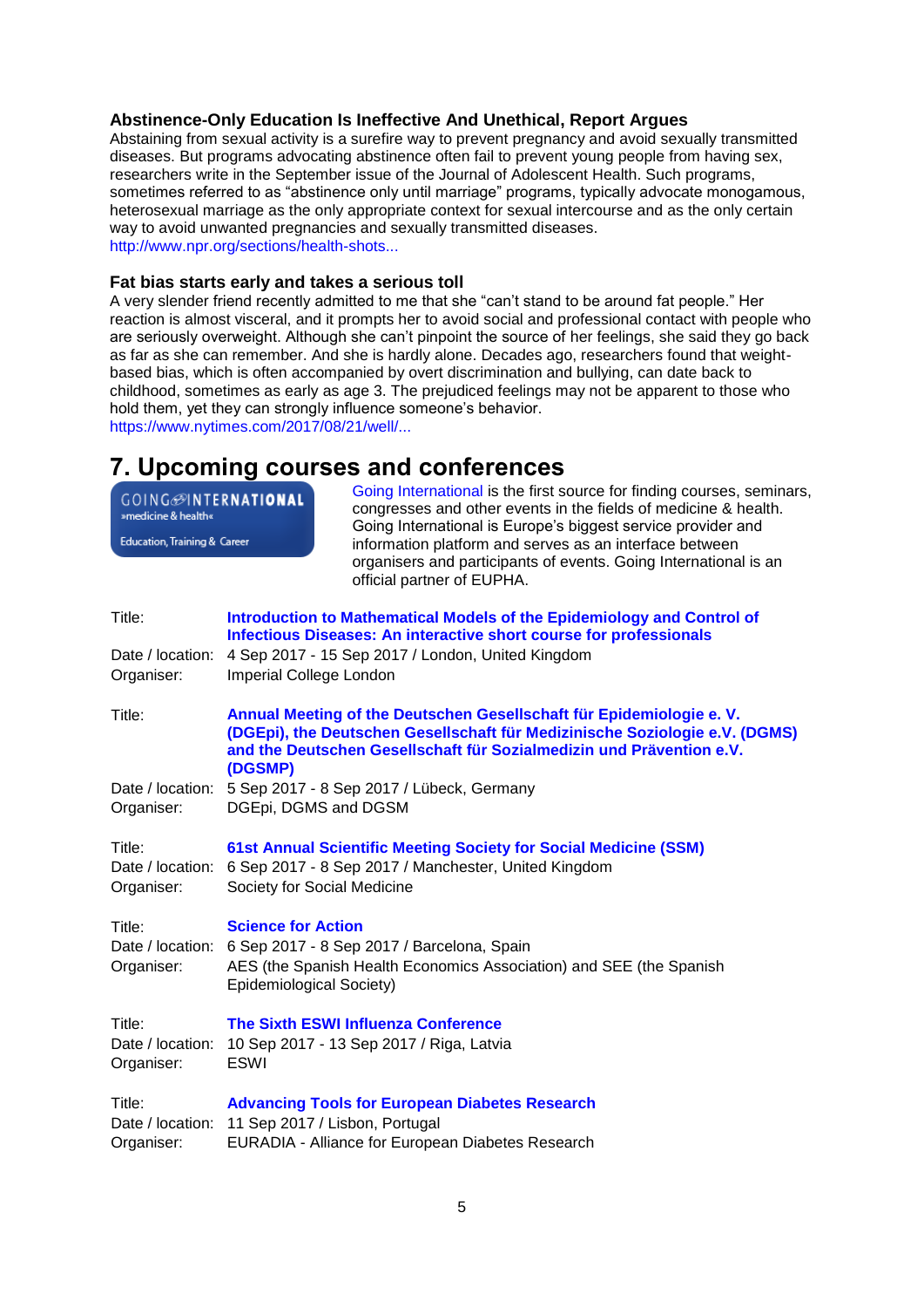### Abstinence-Only Education Is Ineffective And Unethical, Report Argues

Abstaining from sexual activity is a surefire way to prevent pregnancy and avoid sexually transmitted diseases. But programs advocating abstinence often fail to prevent young people from having sex, researchers write in the September issue of the Journal of Adolescent Health. Such programs, sometimes referred to as "abstinence only until marriage" programs, typically advocate monogamous, heterosexual marriage as the only appropriate context for sexual intercourse and as the only certain way to avoid unwanted pregnancies and sexually transmitted diseases.
http://www.npr.org/sections/health-shots...

### Fat bias starts early and takes a serious toll

A very slender friend recently admitted to me that she "can't stand to be around fat people." Her reaction is almost visceral, and it prompts her to avoid social and professional contact with people who are seriously overweight. Although she can't pinpoint the source of her feelings, she said they go back as far as she can remember. And she is hardly alone. Decades ago, researchers found that weight-based bias, which is often accompanied by overt discrimination and bullying, can date back to childhood, sometimes as early as age 3. The prejudiced feelings may not be apparent to those who hold them, yet they can strongly influence someone's behavior.
https://www.nytimes.com/2017/08/21/well/...

## 7. Upcoming courses and conferences

GOING INTERNATIONAL »medicine & health« Education, Training & Career

Going International is the first source for finding courses, seminars, congresses and other events in the fields of medicine & health. Going International is Europe's biggest service provider and information platform and serves as an interface between organisers and participants of events. Going International is an official partner of EUPHA.

Title: **Introduction to Mathematical Models of the Epidemiology and Control of Infectious Diseases: An interactive short course for professionals**
Date / location: 4 Sep 2017 - 15 Sep 2017 / London, United Kingdom
Organiser: Imperial College London

Title: **Annual Meeting of the Deutschen Gesellschaft für Epidemiologie e. V. (DGEpi), the Deutschen Gesellschaft für Medizinische Soziologie e.V. (DGMS) and the Deutschen Gesellschaft für Sozialmedizin und Prävention e.V. (DGSMP)**
Date / location: 5 Sep 2017 - 8 Sep 2017 / Lübeck, Germany
Organiser: DGEpi, DGMS and DGSM

Title: **61st Annual Scientific Meeting Society for Social Medicine (SSM)**
Date / location: 6 Sep 2017 - 8 Sep 2017 / Manchester, United Kingdom
Organiser: Society for Social Medicine

Title: **Science for Action**
Date / location: 6 Sep 2017 - 8 Sep 2017 / Barcelona, Spain
Organiser: AES (the Spanish Health Economics Association) and SEE (the Spanish Epidemiological Society)

Title: **The Sixth ESWI Influenza Conference**
Date / location: 10 Sep 2017 - 13 Sep 2017 / Riga, Latvia
Organiser: ESWI

Title: **Advancing Tools for European Diabetes Research**
Date / location: 11 Sep 2017 / Lisbon, Portugal
Organiser: EURADIA - Alliance for European Diabetes Research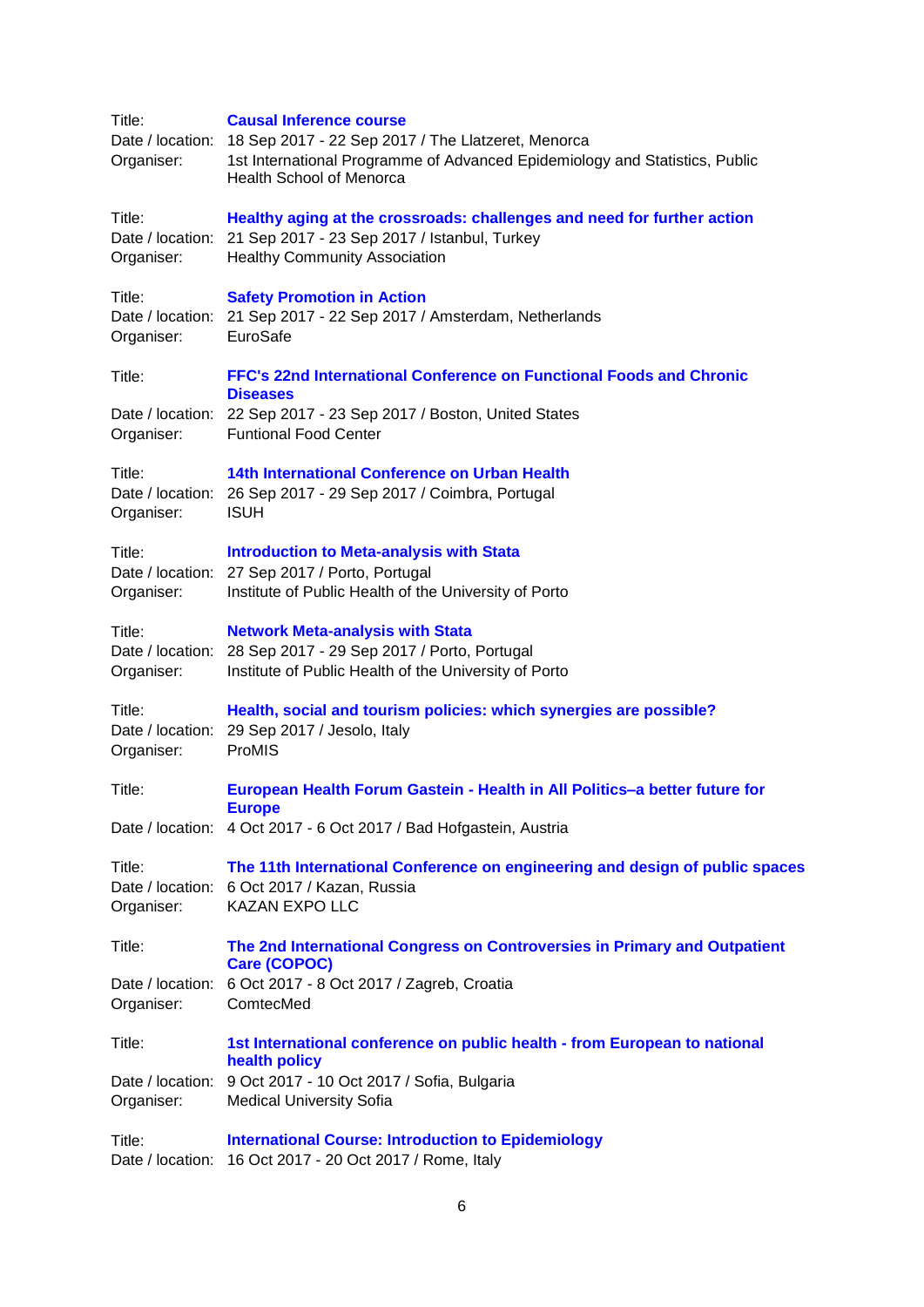Title: **Causal Inference course**
Date / location: 18 Sep 2017 - 22 Sep 2017 / The Llatzeret, Menorca
Organiser: 1st International Programme of Advanced Epidemiology and Statistics, Public Health School of Menorca

Title: **Healthy aging at the crossroads: challenges and need for further action**
Date / location: 21 Sep 2017 - 23 Sep 2017 / Istanbul, Turkey
Organiser: Healthy Community Association

Title: **Safety Promotion in Action**
Date / location: 21 Sep 2017 - 22 Sep 2017 / Amsterdam, Netherlands
Organiser: EuroSafe

Title: **FFC's 22nd International Conference on Functional Foods and Chronic Diseases**
Date / location: 22 Sep 2017 - 23 Sep 2017 / Boston, United States
Organiser: Funtional Food Center

Title: **14th International Conference on Urban Health**
Date / location: 26 Sep 2017 - 29 Sep 2017 / Coimbra, Portugal
Organiser: ISUH

Title: **Introduction to Meta-analysis with Stata**
Date / location: 27 Sep 2017 / Porto, Portugal
Organiser: Institute of Public Health of the University of Porto

Title: **Network Meta-analysis with Stata**
Date / location: 28 Sep 2017 - 29 Sep 2017 / Porto, Portugal
Organiser: Institute of Public Health of the University of Porto

Title: **Health, social and tourism policies: which synergies are possible?**
Date / location: 29 Sep 2017 / Jesolo, Italy
Organiser: ProMIS

Title: **European Health Forum Gastein - Health in All Politics–a better future for Europe**
Date / location: 4 Oct 2017 - 6 Oct 2017 / Bad Hofgastein, Austria

Title: **The 11th International Conference on engineering and design of public spaces**
Date / location: 6 Oct 2017 / Kazan, Russia
Organiser: KAZAN EXPO LLC

Title: **The 2nd International Congress on Controversies in Primary and Outpatient Care (COPOC)**
Date / location: 6 Oct 2017 - 8 Oct 2017 / Zagreb, Croatia
Organiser: ComtecMed

Title: **1st International conference on public health - from European to national health policy**
Date / location: 9 Oct 2017 - 10 Oct 2017 / Sofia, Bulgaria
Organiser: Medical University Sofia

Title: **International Course: Introduction to Epidemiology**
Date / location: 16 Oct 2017 - 20 Oct 2017 / Rome, Italy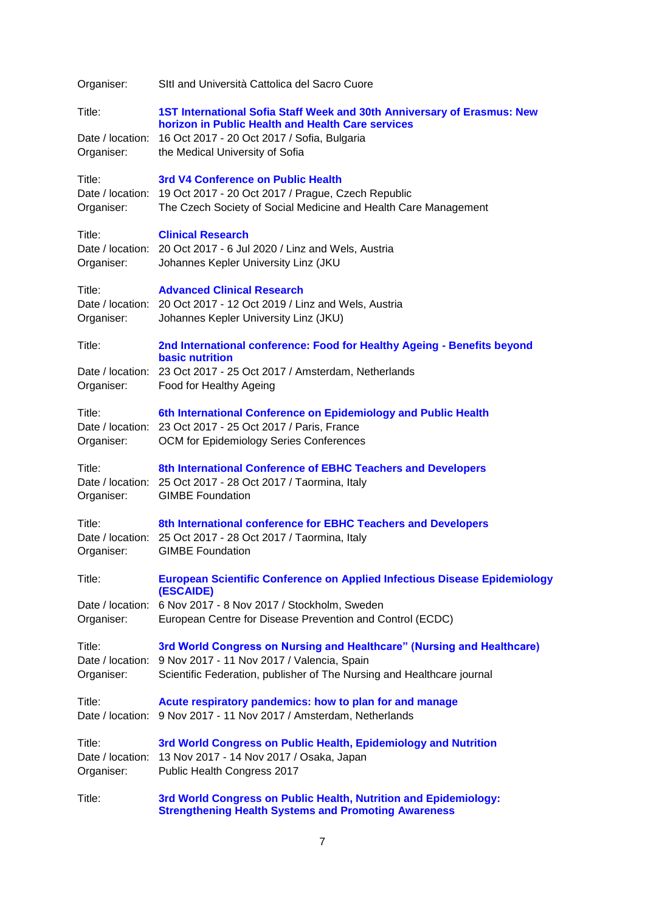Organiser: SItI and Università Cattolica del Sacro Cuore

Title: **1ST International Sofia Staff Week and 30th Anniversary of Erasmus: New horizon in Public Health and Health Care services**
Date / location: 16 Oct 2017 - 20 Oct 2017 / Sofia, Bulgaria
Organiser: the Medical University of Sofia

Title: **3rd V4 Conference on Public Health**
Date / location: 19 Oct 2017 - 20 Oct 2017 / Prague, Czech Republic
Organiser: The Czech Society of Social Medicine and Health Care Management

Title: **Clinical Research**
Date / location: 20 Oct 2017 - 6 Jul 2020 / Linz and Wels, Austria
Organiser: Johannes Kepler University Linz (JKU

Title: **Advanced Clinical Research**
Date / location: 20 Oct 2017 - 12 Oct 2019 / Linz and Wels, Austria
Organiser: Johannes Kepler University Linz (JKU)

Title: **2nd International conference: Food for Healthy Ageing - Benefits beyond basic nutrition**
Date / location: 23 Oct 2017 - 25 Oct 2017 / Amsterdam, Netherlands
Organiser: Food for Healthy Ageing

Title: **6th International Conference on Epidemiology and Public Health**
Date / location: 23 Oct 2017 - 25 Oct 2017 / Paris, France
Organiser: OCM for Epidemiology Series Conferences

Title: **8th International Conference of EBHC Teachers and Developers**
Date / location: 25 Oct 2017 - 28 Oct 2017 / Taormina, Italy
Organiser: GIMBE Foundation

Title: **8th International conference for EBHC Teachers and Developers**
Date / location: 25 Oct 2017 - 28 Oct 2017 / Taormina, Italy
Organiser: GIMBE Foundation

Title: **European Scientific Conference on Applied Infectious Disease Epidemiology (ESCAIDE)**
Date / location: 6 Nov 2017 - 8 Nov 2017 / Stockholm, Sweden
Organiser: European Centre for Disease Prevention and Control (ECDC)

Title: **3rd World Congress on Nursing and Healthcare" (Nursing and Healthcare)**
Date / location: 9 Nov 2017 - 11 Nov 2017 / Valencia, Spain
Organiser: Scientific Federation, publisher of The Nursing and Healthcare journal

Title: **Acute respiratory pandemics: how to plan for and manage**
Date / location: 9 Nov 2017 - 11 Nov 2017 / Amsterdam, Netherlands

Title: **3rd World Congress on Public Health, Epidemiology and Nutrition**
Date / location: 13 Nov 2017 - 14 Nov 2017 / Osaka, Japan
Organiser: Public Health Congress 2017

Title: **3rd World Congress on Public Health, Nutrition and Epidemiology: Strengthening Health Systems and Promoting Awareness**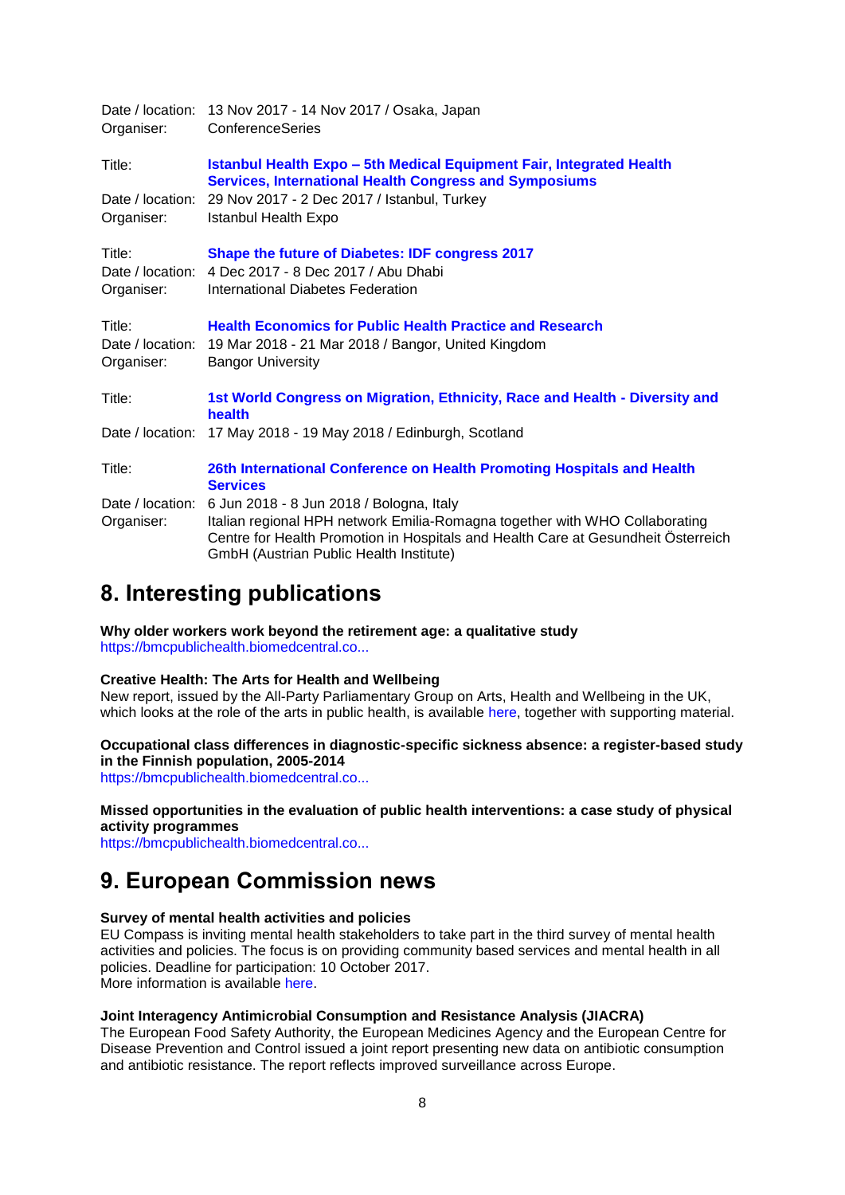Date / location: 13 Nov 2017 - 14 Nov 2017 / Osaka, Japan
Organiser: ConferenceSeries

Title: **Istanbul Health Expo – 5th Medical Equipment Fair, Integrated Health Services, International Health Congress and Symposiums**
Date / location: 29 Nov 2017 - 2 Dec 2017 / Istanbul, Turkey
Organiser: Istanbul Health Expo

Title: **Shape the future of Diabetes: IDF congress 2017**
Date / location: 4 Dec 2017 - 8 Dec 2017 / Abu Dhabi
Organiser: International Diabetes Federation

Title: **Health Economics for Public Health Practice and Research**
Date / location: 19 Mar 2018 - 21 Mar 2018 / Bangor, United Kingdom
Organiser: Bangor University

Title: **1st World Congress on Migration, Ethnicity, Race and Health - Diversity and health**
Date / location: 17 May 2018 - 19 May 2018 / Edinburgh, Scotland

Title: **26th International Conference on Health Promoting Hospitals and Health Services**
Date / location: 6 Jun 2018 - 8 Jun 2018 / Bologna, Italy
Organiser: Italian regional HPH network Emilia-Romagna together with WHO Collaborating Centre for Health Promotion in Hospitals and Health Care at Gesundheit Österreich GmbH (Austrian Public Health Institute)

# 8. Interesting publications

**Why older workers work beyond the retirement age: a qualitative study**
https://bmcpublichealth.biomedcentral.co...

**Creative Health: The Arts for Health and Wellbeing**
New report, issued by the All-Party Parliamentary Group on Arts, Health and Wellbeing in the UK, which looks at the role of the arts in public health, is available here, together with supporting material.

**Occupational class differences in diagnostic-specific sickness absence: a register-based study in the Finnish population, 2005-2014**
https://bmcpublichealth.biomedcentral.co...

**Missed opportunities in the evaluation of public health interventions: a case study of physical activity programmes**
https://bmcpublichealth.biomedcentral.co...

# 9. European Commission news

**Survey of mental health activities and policies**
EU Compass is inviting mental health stakeholders to take part in the third survey of mental health activities and policies. The focus is on providing community based services and mental health in all policies. Deadline for participation: 10 October 2017.
More information is available here.

**Joint Interagency Antimicrobial Consumption and Resistance Analysis (JIACRA)**
The European Food Safety Authority, the European Medicines Agency and the European Centre for Disease Prevention and Control issued a joint report presenting new data on antibiotic consumption and antibiotic resistance. The report reflects improved surveillance across Europe.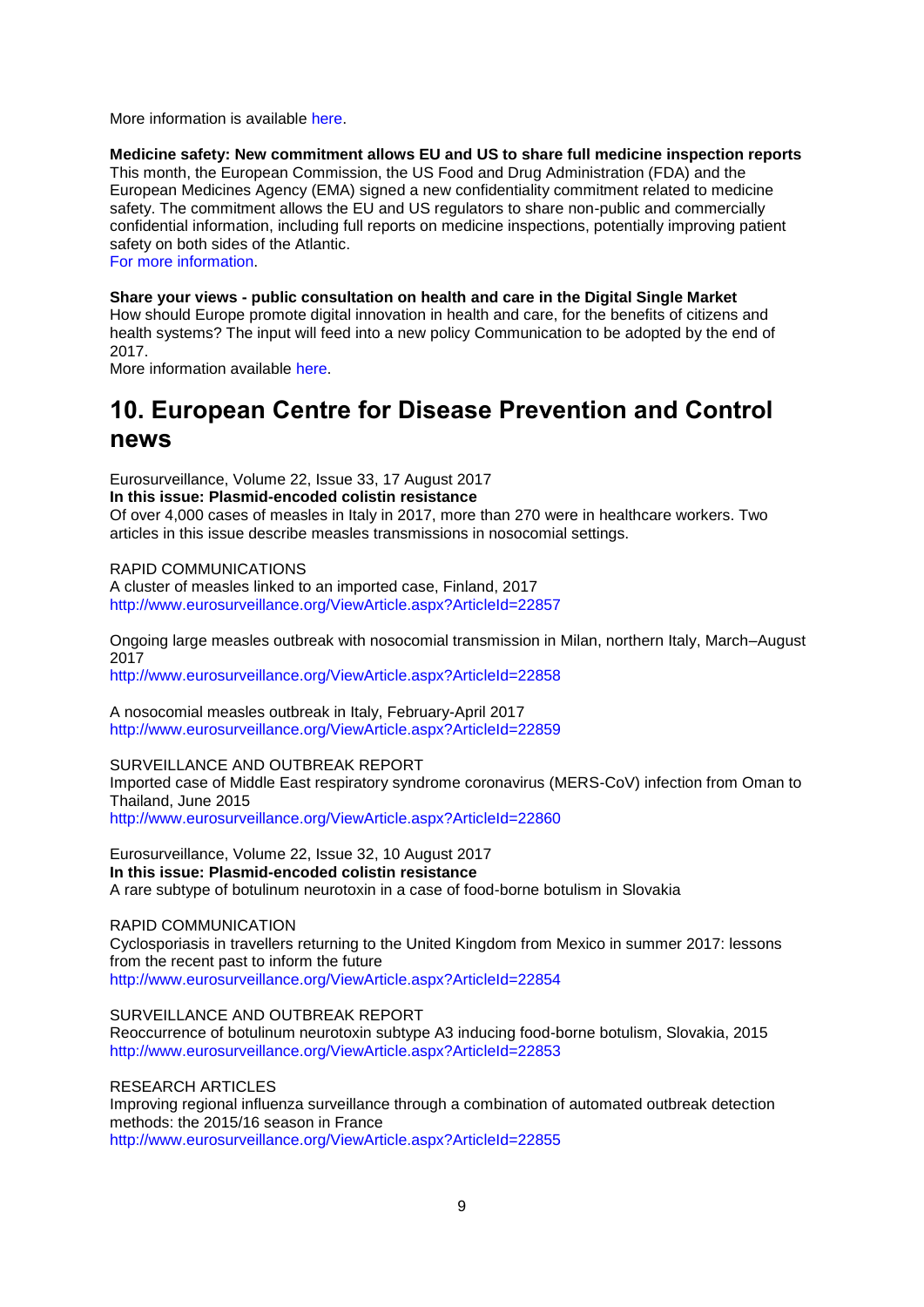More information is available [here](#).

**Medicine safety: New commitment allows EU and US to share full medicine inspection reports**
This month, the European Commission, the US Food and Drug Administration (FDA) and the European Medicines Agency (EMA) signed a new confidentiality commitment related to medicine safety. The commitment allows the EU and US regulators to share non-public and commercially confidential information, including full reports on medicine inspections, potentially improving patient safety on both sides of the Atlantic.
[For more information](#).

**Share your views - public consultation on health and care in the Digital Single Market**
How should Europe promote digital innovation in health and care, for the benefits of citizens and health systems? The input will feed into a new policy Communication to be adopted by the end of 2017.
More information available [here](#).

# 10. European Centre for Disease Prevention and Control news

Eurosurveillance, Volume 22, Issue 33, 17 August 2017
**In this issue: Plasmid-encoded colistin resistance**
Of over 4,000 cases of measles in Italy in 2017, more than 270 were in healthcare workers. Two articles in this issue describe measles transmissions in nosocomial settings.

RAPID COMMUNICATIONS
A cluster of measles linked to an imported case, Finland, 2017
http://www.eurosurveillance.org/ViewArticle.aspx?ArticleId=22857

Ongoing large measles outbreak with nosocomial transmission in Milan, northern Italy, March–August 2017
http://www.eurosurveillance.org/ViewArticle.aspx?ArticleId=22858

A nosocomial measles outbreak in Italy, February-April 2017
http://www.eurosurveillance.org/ViewArticle.aspx?ArticleId=22859

SURVEILLANCE AND OUTBREAK REPORT
Imported case of Middle East respiratory syndrome coronavirus (MERS-CoV) infection from Oman to Thailand, June 2015
http://www.eurosurveillance.org/ViewArticle.aspx?ArticleId=22860

Eurosurveillance, Volume 22, Issue 32, 10 August 2017
**In this issue: Plasmid-encoded colistin resistance**
A rare subtype of botulinum neurotoxin in a case of food-borne botulism in Slovakia

RAPID COMMUNICATION
Cyclosporiasis in travellers returning to the United Kingdom from Mexico in summer 2017: lessons from the recent past to inform the future
http://www.eurosurveillance.org/ViewArticle.aspx?ArticleId=22854

SURVEILLANCE AND OUTBREAK REPORT
Reoccurrence of botulinum neurotoxin subtype A3 inducing food-borne botulism, Slovakia, 2015
http://www.eurosurveillance.org/ViewArticle.aspx?ArticleId=22853

RESEARCH ARTICLES
Improving regional influenza surveillance through a combination of automated outbreak detection methods: the 2015/16 season in France
http://www.eurosurveillance.org/ViewArticle.aspx?ArticleId=22855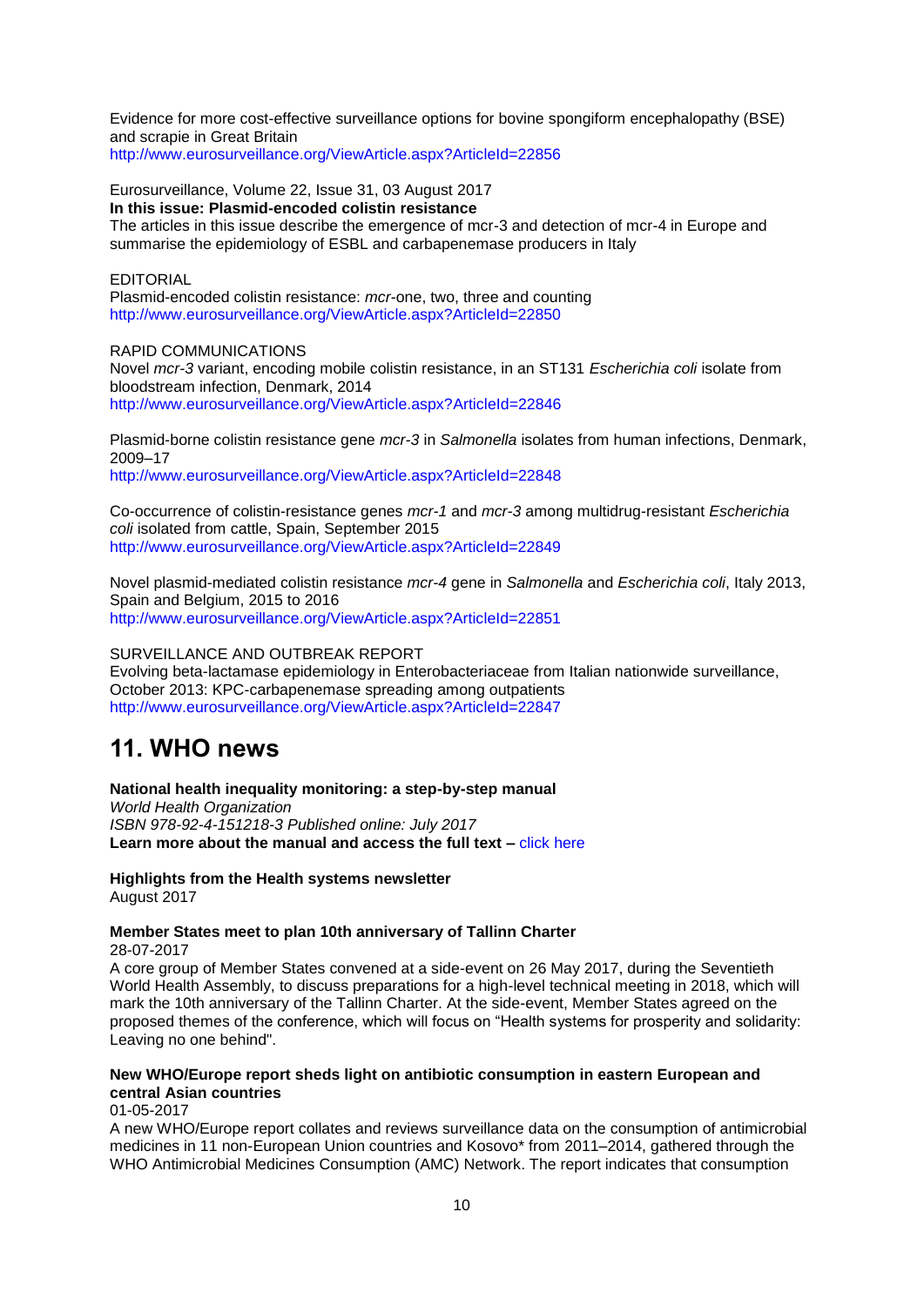Evidence for more cost-effective surveillance options for bovine spongiform encephalopathy (BSE) and scrapie in Great Britain
http://www.eurosurveillance.org/ViewArticle.aspx?ArticleId=22856

Eurosurveillance, Volume 22, Issue 31, 03 August 2017
**In this issue: Plasmid-encoded colistin resistance**
The articles in this issue describe the emergence of mcr-3 and detection of mcr-4 in Europe and summarise the epidemiology of ESBL and carbapenemase producers in Italy

EDITORIAL
Plasmid-encoded colistin resistance: *mcr*-one, two, three and counting
http://www.eurosurveillance.org/ViewArticle.aspx?ArticleId=22850

RAPID COMMUNICATIONS
Novel *mcr-3* variant, encoding mobile colistin resistance, in an ST131 *Escherichia coli* isolate from bloodstream infection, Denmark, 2014
http://www.eurosurveillance.org/ViewArticle.aspx?ArticleId=22846

Plasmid-borne colistin resistance gene *mcr-3* in *Salmonella* isolates from human infections, Denmark, 2009–17
http://www.eurosurveillance.org/ViewArticle.aspx?ArticleId=22848

Co-occurrence of colistin-resistance genes *mcr-1* and *mcr-3* among multidrug-resistant *Escherichia coli* isolated from cattle, Spain, September 2015
http://www.eurosurveillance.org/ViewArticle.aspx?ArticleId=22849

Novel plasmid-mediated colistin resistance *mcr-4* gene in *Salmonella* and *Escherichia coli*, Italy 2013, Spain and Belgium, 2015 to 2016
http://www.eurosurveillance.org/ViewArticle.aspx?ArticleId=22851

SURVEILLANCE AND OUTBREAK REPORT
Evolving beta-lactamase epidemiology in Enterobacteriaceae from Italian nationwide surveillance, October 2013: KPC-carbapenemase spreading among outpatients
http://www.eurosurveillance.org/ViewArticle.aspx?ArticleId=22847

# 11. WHO news

**National health inequality monitoring: a step-by-step manual**
*World Health Organization*
*ISBN 978-92-4-151218-3 Published online: July 2017*
**Learn more about the manual and access the full text –** click here

**Highlights from the Health systems newsletter**
August 2017

**Member States meet to plan 10th anniversary of Tallinn Charter**
28-07-2017
A core group of Member States convened at a side-event on 26 May 2017, during the Seventieth World Health Assembly, to discuss preparations for a high-level technical meeting in 2018, which will mark the 10th anniversary of the Tallinn Charter. At the side-event, Member States agreed on the proposed themes of the conference, which will focus on "Health systems for prosperity and solidarity: Leaving no one behind".

**New WHO/Europe report sheds light on antibiotic consumption in eastern European and central Asian countries**
01-05-2017
A new WHO/Europe report collates and reviews surveillance data on the consumption of antimicrobial medicines in 11 non-European Union countries and Kosovo* from 2011–2014, gathered through the WHO Antimicrobial Medicines Consumption (AMC) Network. The report indicates that consumption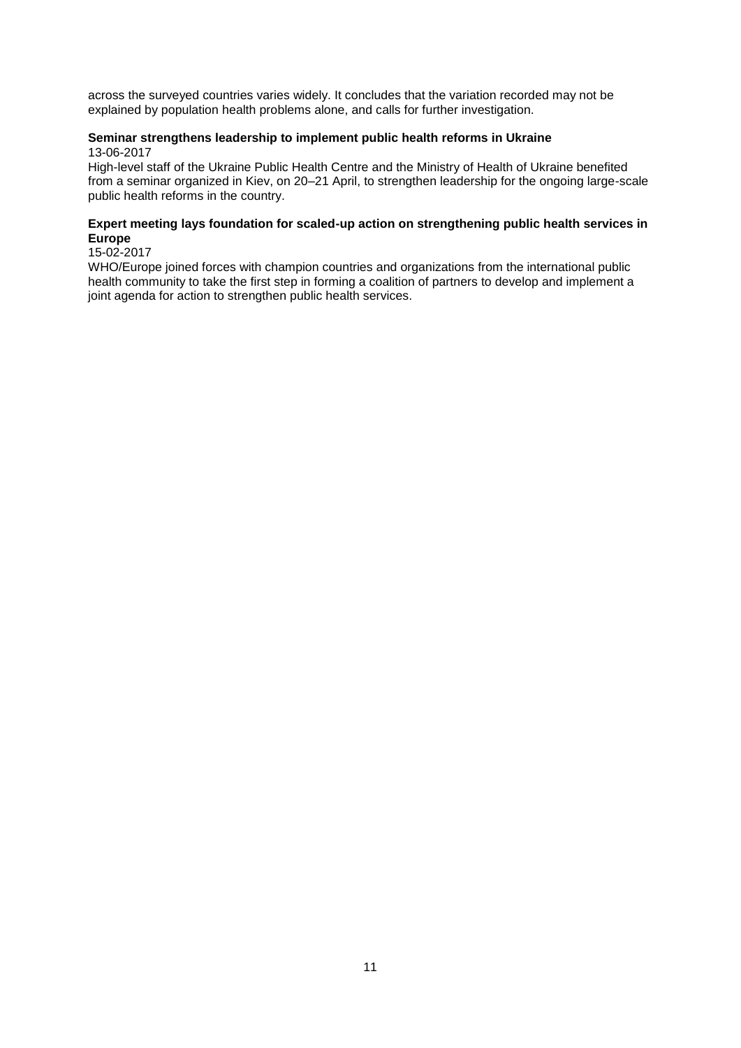across the surveyed countries varies widely. It concludes that the variation recorded may not be explained by population health problems alone, and calls for further investigation.

**Seminar strengthens leadership to implement public health reforms in Ukraine**
13-06-2017
High-level staff of the Ukraine Public Health Centre and the Ministry of Health of Ukraine benefited from a seminar organized in Kiev, on 20–21 April, to strengthen leadership for the ongoing large-scale public health reforms in the country.

**Expert meeting lays foundation for scaled-up action on strengthening public health services in Europe**
15-02-2017
WHO/Europe joined forces with champion countries and organizations from the international public health community to take the first step in forming a coalition of partners to develop and implement a joint agenda for action to strengthen public health services.